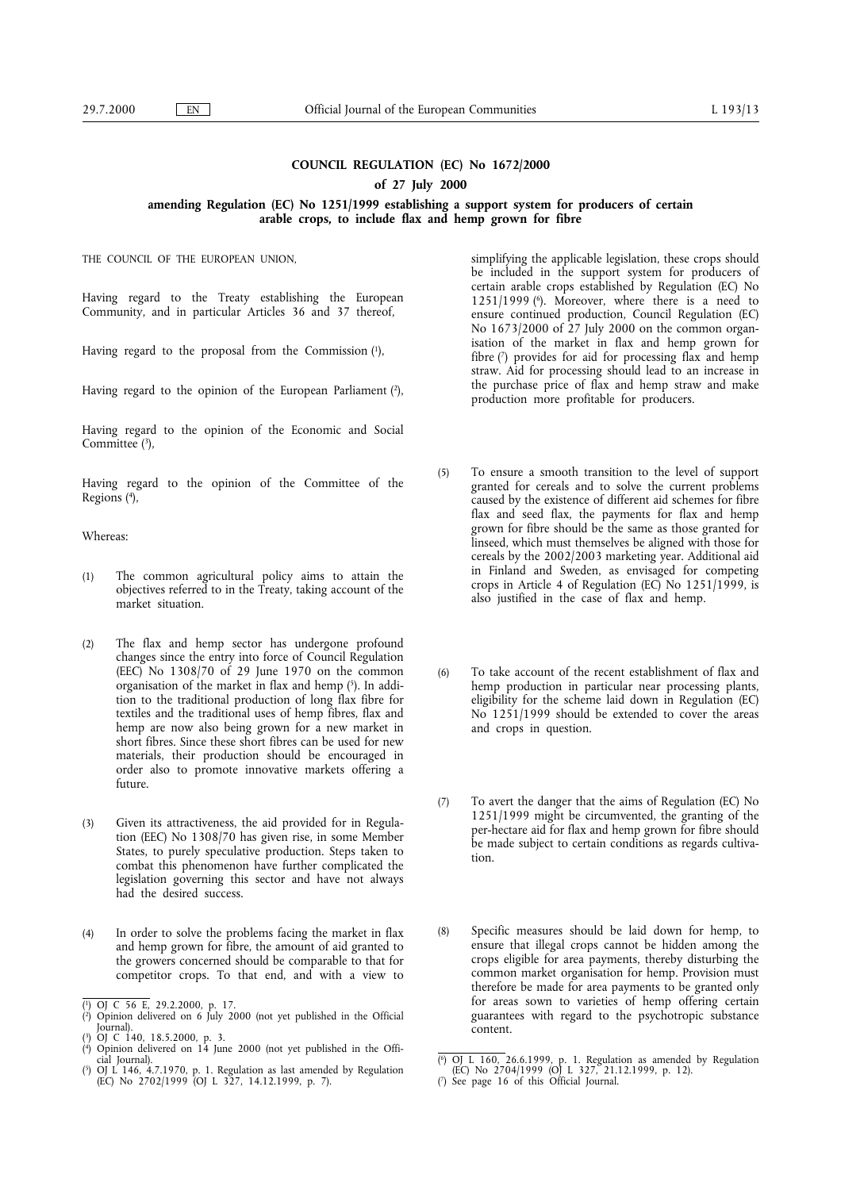# COUNCIL REGULATION (EC) No 1672/2000

## of 27 July 2000

### amending Regulation (EC) No 1251/1999 establishing a support system for producers of certain arable crops, to include flax and hemp grown for fibre

THE COUNCIL OF THE EUROPEAN UNION,

Having regard to the Treaty establishing the European Community, and in particular Articles 36 and 37 thereof,

Having regard to the proposal from the Commission [1],

Having regard to the opinion of the European Parliament [2],

Having regard to the opinion of the Economic and Social Committee [3],

Having regard to the opinion of the Committee of the Regions [4],

Whereas:

(1) The common agricultural policy aims to attain the objectives referred to in the Treaty, taking account of the market situation.

(2) The flax and hemp sector has undergone profound changes since the entry into force of Council Regulation (EEC) No 1308/70 of 29 June 1970 on the common organisation of the market in flax and hemp [5]. In addition to the traditional production of long flax fibre for textiles and the traditional uses of hemp fibres, flax and hemp are now also being grown for a new market in short fibres. Since these short fibres can be used for new materials, their production should be encouraged in order also to promote innovative markets offering a future.

(3) Given its attractiveness, the aid provided for in Regulation (EEC) No 1308/70 has given rise, in some Member States, to purely speculative production. Steps taken to combat this phenomenon have further complicated the legislation governing this sector and have not always had the desired success.

(4) In order to solve the problems facing the market in flax and hemp grown for fibre, the amount of aid granted to the growers concerned should be comparable to that for competitor crops. To that end, and with a view to simplifying the applicable legislation, these crops should be included in the support system for producers of certain arable crops established by Regulation (EC) No 1251/1999 [6]. Moreover, where there is a need to ensure continued production, Council Regulation (EC) No 1673/2000 of 27 July 2000 on the common organisation of the market in flax and hemp grown for fibre [7] provides for aid for processing flax and hemp straw. Aid for processing should lead to an increase in the purchase price of flax and hemp straw and make production more profitable for producers.

(5) To ensure a smooth transition to the level of support granted for cereals and to solve the current problems caused by the existence of different aid schemes for fibre flax and seed flax, the payments for flax and hemp grown for fibre should be the same as those granted for linseed, which must themselves be aligned with those for cereals by the 2002/2003 marketing year. Additional aid in Finland and Sweden, as envisaged for competing crops in Article 4 of Regulation (EC) No 1251/1999, is also justified in the case of flax and hemp.

(6) To take account of the recent establishment of flax and hemp production in particular near processing plants, eligibility for the scheme laid down in Regulation (EC) No 1251/1999 should be extended to cover the areas and crops in question.

(7) To avert the danger that the aims of Regulation (EC) No 1251/1999 might be circumvented, the granting of the per-hectare aid for flax and hemp grown for fibre should be made subject to certain conditions as regards cultivation.

(8) Specific measures should be laid down for hemp, to ensure that illegal crops cannot be hidden among the crops eligible for area payments, thereby disturbing the common market organisation for hemp. Provision must therefore be made for area payments to be granted only for areas sown to varieties of hemp offering certain guarantees with regard to the psychotropic substance content.

---

[1] OJ C 56 E, 29.2.2000, p. 17.

[2] Opinion delivered on 6 July 2000 (not yet published in the Official Journal).

[3] OJ C 140, 18.5.2000, p. 3.

[4] Opinion delivered on 14 June 2000 (not yet published in the Official Journal).

[5] OJ L 146, 4.7.1970, p. 1. Regulation as last amended by Regulation (EC) No 2702/1999 (OJ L 327, 14.12.1999, p. 7).

[6] OJ L 160, 26.6.1999, p. 1. Regulation as amended by Regulation (EC) No 2704/1999 (OJ L 327, 21.12.1999, p. 12).

[7] See page 16 of this Official Journal.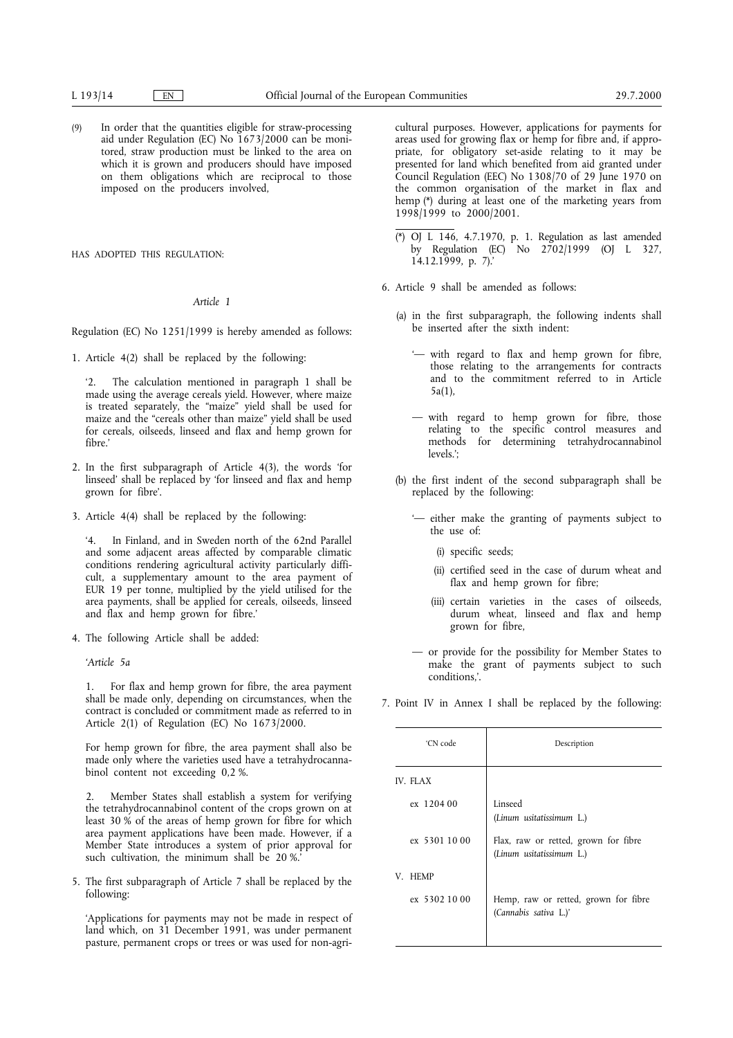(9) In order that the quantities eligible for straw-processing aid under Regulation (EC) No 1673/2000 can be monitored, straw production must be linked to the area on which it is grown and producers should have imposed on them obligations which are reciprocal to those imposed on the producers involved,

HAS ADOPTED THIS REGULATION:

*Article 1*

Regulation (EC) No 1251/1999 is hereby amended as follows:

1. Article 4(2) shall be replaced by the following:

   '2. The calculation mentioned in paragraph 1 shall be made using the average cereals yield. However, where maize is treated separately, the "maize" yield shall be used for maize and the "cereals other than maize" yield shall be used for cereals, oilseeds, linseed and flax and hemp grown for fibre.'

2. In the first subparagraph of Article 4(3), the words 'for linseed' shall be replaced by 'for linseed and flax and hemp grown for fibre'.

3. Article 4(4) shall be replaced by the following:

   '4. In Finland, and in Sweden north of the 62nd Parallel and some adjacent areas affected by comparable climatic conditions rendering agricultural activity particularly difficult, a supplementary amount to the area payment of EUR 19 per tonne, multiplied by the yield utilised for the area payments, shall be applied for cereals, oilseeds, linseed and flax and hemp grown for fibre.'

4. The following Article shall be added:

   '*Article 5a*

   1. For flax and hemp grown for fibre, the area payment shall be made only, depending on circumstances, when the contract is concluded or commitment made as referred to in Article 2(1) of Regulation (EC) No 1673/2000.

   For hemp grown for fibre, the area payment shall also be made only where the varieties used have a tetrahydrocannabinol content not exceeding 0,2 %.

   2. Member States shall establish a system for verifying the tetrahydrocannabinol content of the crops grown on at least 30 % of the areas of hemp grown for fibre for which area payment applications have been made. However, if a Member State introduces a system of prior approval for such cultivation, the minimum shall be 20 %.'

5. The first subparagraph of Article 7 shall be replaced by the following:

   'Applications for payments may not be made in respect of land which, on 31 December 1991, was under permanent pasture, permanent crops or trees or was used for non-agricultural purposes. However, applications for payments for areas used for growing flax or hemp for fibre and, if appropriate, for obligatory set-aside relating to it may be presented for land which benefited from aid granted under Council Regulation (EEC) No 1308/70 of 29 June 1970 on the common organisation of the market in flax and hemp (*) during at least one of the marketing years from 1998/1999 to 2000/2001.

   (*) OJ L 146, 4.7.1970, p. 1. Regulation as last amended by Regulation (EC) No 2702/1999 (OJ L 327, 14.12.1999, p. 7).'

6. Article 9 shall be amended as follows:

   (a) in the first subparagraph, the following indents shall be inserted after the sixth indent:

   '— with regard to flax and hemp grown for fibre, those relating to the arrangements for contracts and to the commitment referred to in Article 5a(1),

   — with regard to hemp grown for fibre, those relating to the specific control measures and methods for determining tetrahydrocannabinol levels.';

   (b) the first indent of the second subparagraph shall be replaced by the following:

   '— either make the granting of payments subject to the use of:

   (i) specific seeds;

   (ii) certified seed in the case of durum wheat and flax and hemp grown for fibre;

   (iii) certain varieties in the cases of oilseeds, durum wheat, linseed and flax and hemp grown for fibre,

   — or provide for the possibility for Member States to make the grant of payments subject to such conditions,'.

7. Point IV in Annex I shall be replaced by the following:

| 'CN code | Description |
|---|---|
| IV. FLAX | |
| ex 1204 00 | Linseed (*Linum usitatissimum* L.) |
| ex 5301 10 00 | Flax, raw or retted, grown for fibre (*Linum usitatissimum* L.) |
| V. HEMP | |
| ex 5302 10 00 | Hemp, raw or retted, grown for fibre (*Cannabis sativa* L.)' |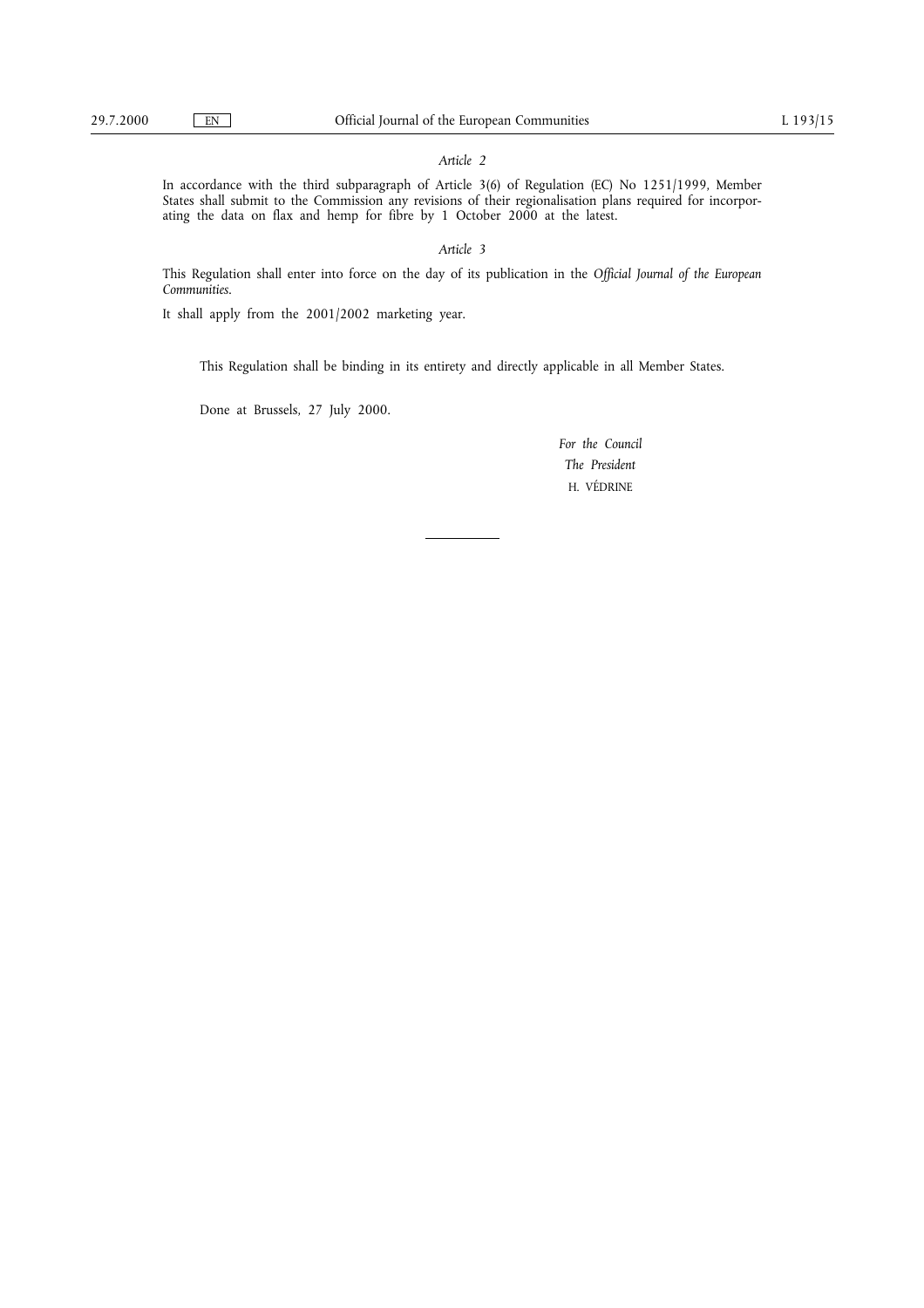*Article 2*

In accordance with the third subparagraph of Article 3(6) of Regulation (EC) No 1251/1999, Member States shall submit to the Commission any revisions of their regionalisation plans required for incorporating the data on flax and hemp for fibre by 1 October 2000 at the latest.

*Article 3*

This Regulation shall enter into force on the day of its publication in the *Official Journal of the European Communities*.

It shall apply from the 2001/2002 marketing year.

This Regulation shall be binding in its entirety and directly applicable in all Member States.

Done at Brussels, 27 July 2000.

*For the Council*

*The President*

H. VÉDRINE